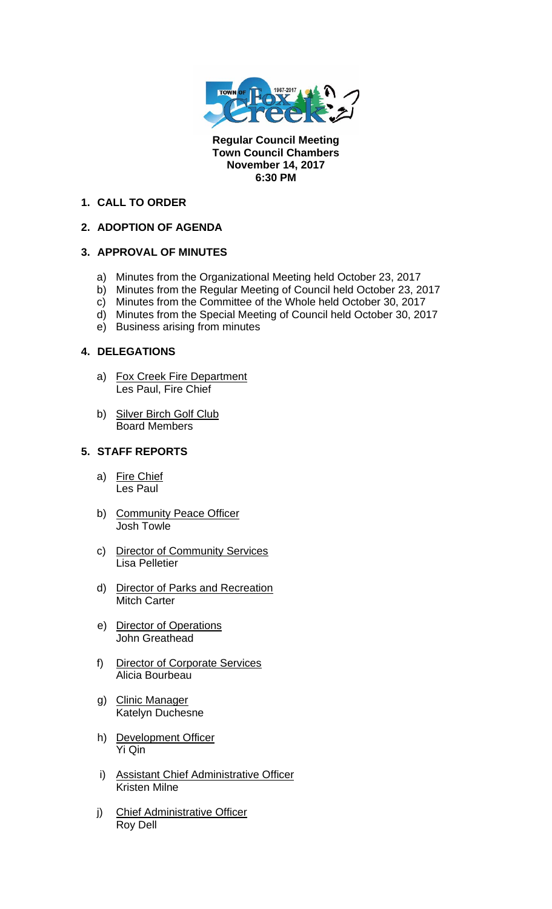**Regular Council Meeting**
**Town Council Chambers**
**November 14, 2017**
**6:30 PM**

## 1. CALL TO ORDER

## 2. ADOPTION OF AGENDA

## 3. APPROVAL OF MINUTES

a) Minutes from the Organizational Meeting held October 23, 2017
b) Minutes from the Regular Meeting of Council held October 23, 2017
c) Minutes from the Committee of the Whole held October 30, 2017
d) Minutes from the Special Meeting of Council held October 30, 2017
e) Business arising from minutes

## 4. DELEGATIONS

a) Fox Creek Fire Department
Les Paul, Fire Chief

b) Silver Birch Golf Club
Board Members

## 5. STAFF REPORTS

a) Fire Chief
Les Paul

b) Community Peace Officer
Josh Towle

c) Director of Community Services
Lisa Pelletier

d) Director of Parks and Recreation
Mitch Carter

e) Director of Operations
John Greathead

f) Director of Corporate Services
Alicia Bourbeau

g) Clinic Manager
Katelyn Duchesne

h) Development Officer
Yi Qin

i) Assistant Chief Administrative Officer
Kristen Milne

j) Chief Administrative Officer
Roy Dell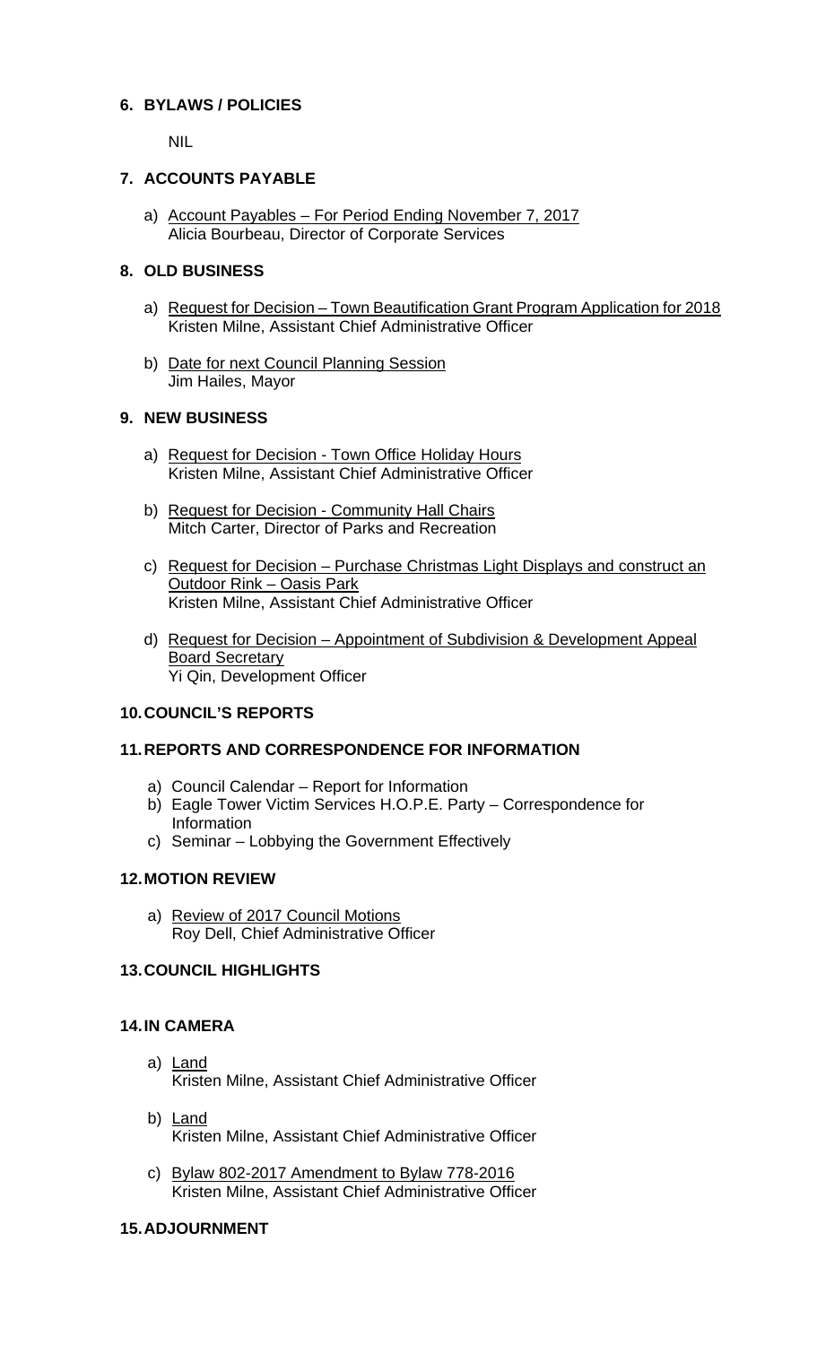## 6. BYLAWS / POLICIES

NIL

## 7. ACCOUNTS PAYABLE

a) Account Payables – For Period Ending November 7, 2017
Alicia Bourbeau, Director of Corporate Services

## 8. OLD BUSINESS

a) Request for Decision – Town Beautification Grant Program Application for 2018
Kristen Milne, Assistant Chief Administrative Officer

b) Date for next Council Planning Session
Jim Hailes, Mayor

## 9. NEW BUSINESS

a) Request for Decision - Town Office Holiday Hours
Kristen Milne, Assistant Chief Administrative Officer

b) Request for Decision - Community Hall Chairs
Mitch Carter, Director of Parks and Recreation

c) Request for Decision – Purchase Christmas Light Displays and construct an Outdoor Rink – Oasis Park
Kristen Milne, Assistant Chief Administrative Officer

d) Request for Decision – Appointment of Subdivision & Development Appeal Board Secretary
Yi Qin, Development Officer

## 10. COUNCIL'S REPORTS

## 11. REPORTS AND CORRESPONDENCE FOR INFORMATION

a) Council Calendar – Report for Information
b) Eagle Tower Victim Services H.O.P.E. Party – Correspondence for Information
c) Seminar – Lobbying the Government Effectively

## 12. MOTION REVIEW

a) Review of 2017 Council Motions
Roy Dell, Chief Administrative Officer

## 13. COUNCIL HIGHLIGHTS

## 14. IN CAMERA

a) Land
Kristen Milne, Assistant Chief Administrative Officer

b) Land
Kristen Milne, Assistant Chief Administrative Officer

c) Bylaw 802-2017 Amendment to Bylaw 778-2016
Kristen Milne, Assistant Chief Administrative Officer

## 15. ADJOURNMENT